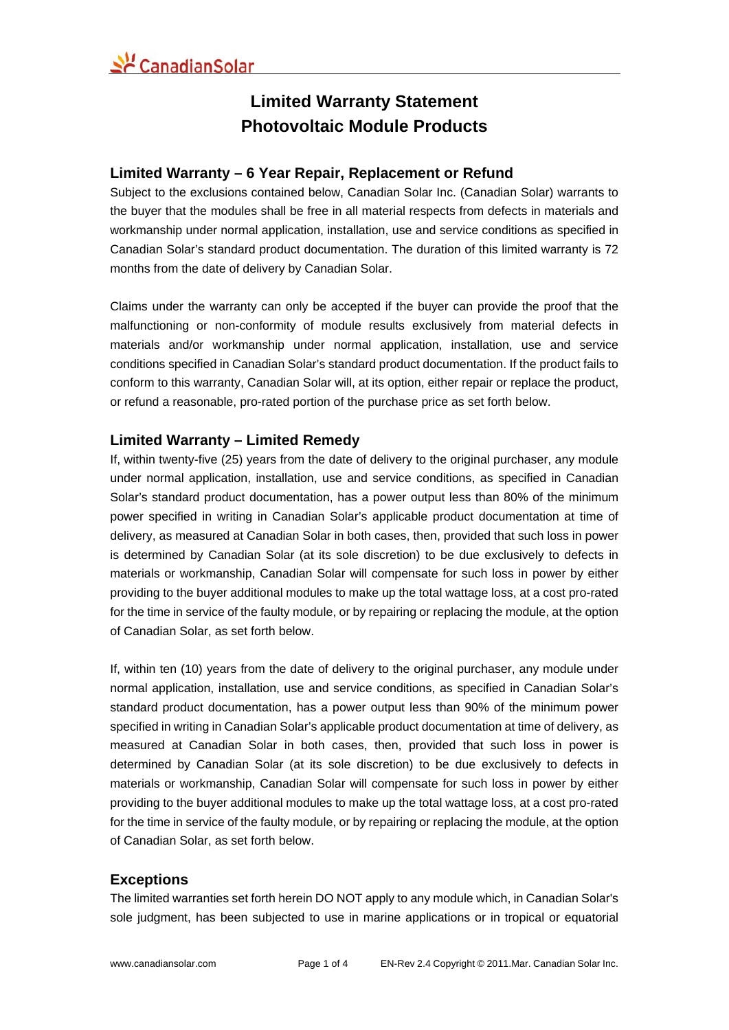# Limited Warranty Statement
# Photovoltaic Module Products

## Limited Warranty – 6 Year Repair, Replacement or Refund

Subject to the exclusions contained below, Canadian Solar Inc. (Canadian Solar) warrants to the buyer that the modules shall be free in all material respects from defects in materials and workmanship under normal application, installation, use and service conditions as specified in Canadian Solar's standard product documentation. The duration of this limited warranty is 72 months from the date of delivery by Canadian Solar.

Claims under the warranty can only be accepted if the buyer can provide the proof that the malfunctioning or non-conformity of module results exclusively from material defects in materials and/or workmanship under normal application, installation, use and service conditions specified in Canadian Solar's standard product documentation. If the product fails to conform to this warranty, Canadian Solar will, at its option, either repair or replace the product, or refund a reasonable, pro-rated portion of the purchase price as set forth below.

## Limited Warranty – Limited Remedy

If, within twenty-five (25) years from the date of delivery to the original purchaser, any module under normal application, installation, use and service conditions, as specified in Canadian Solar's standard product documentation, has a power output less than 80% of the minimum power specified in writing in Canadian Solar's applicable product documentation at time of delivery, as measured at Canadian Solar in both cases, then, provided that such loss in power is determined by Canadian Solar (at its sole discretion) to be due exclusively to defects in materials or workmanship, Canadian Solar will compensate for such loss in power by either providing to the buyer additional modules to make up the total wattage loss, at a cost pro-rated for the time in service of the faulty module, or by repairing or replacing the module, at the option of Canadian Solar, as set forth below.

If, within ten (10) years from the date of delivery to the original purchaser, any module under normal application, installation, use and service conditions, as specified in Canadian Solar's standard product documentation, has a power output less than 90% of the minimum power specified in writing in Canadian Solar's applicable product documentation at time of delivery, as measured at Canadian Solar in both cases, then, provided that such loss in power is determined by Canadian Solar (at its sole discretion) to be due exclusively to defects in materials or workmanship, Canadian Solar will compensate for such loss in power by either providing to the buyer additional modules to make up the total wattage loss, at a cost pro-rated for the time in service of the faulty module, or by repairing or replacing the module, at the option of Canadian Solar, as set forth below.

## Exceptions

The limited warranties set forth herein DO NOT apply to any module which, in Canadian Solar's sole judgment, has been subjected to use in marine applications or in tropical or equatorial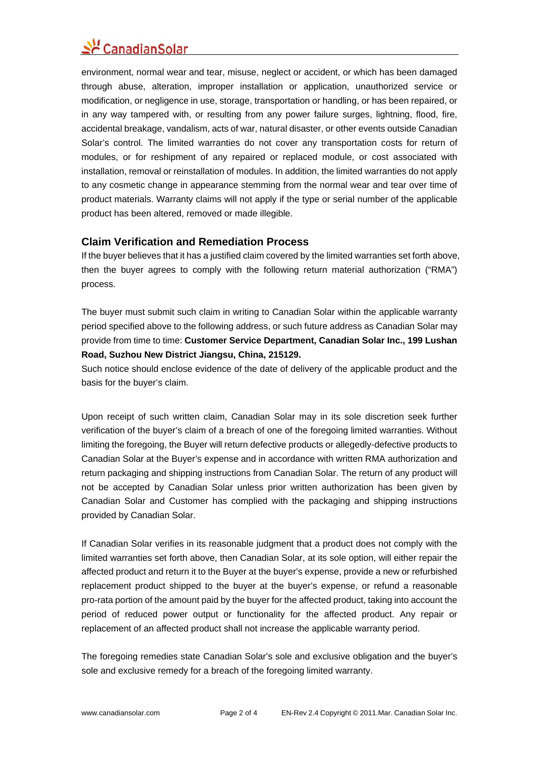environment, normal wear and tear, misuse, neglect or accident, or which has been damaged through abuse, alteration, improper installation or application, unauthorized service or modification, or negligence in use, storage, transportation or handling, or has been repaired, or in any way tampered with, or resulting from any power failure surges, lightning, flood, fire, accidental breakage, vandalism, acts of war, natural disaster, or other events outside Canadian Solar's control. The limited warranties do not cover any transportation costs for return of modules, or for reshipment of any repaired or replaced module, or cost associated with installation, removal or reinstallation of modules. In addition, the limited warranties do not apply to any cosmetic change in appearance stemming from the normal wear and tear over time of product materials. Warranty claims will not apply if the type or serial number of the applicable product has been altered, removed or made illegible.

## Claim Verification and Remediation Process

If the buyer believes that it has a justified claim covered by the limited warranties set forth above, then the buyer agrees to comply with the following return material authorization ("RMA") process.

The buyer must submit such claim in writing to Canadian Solar within the applicable warranty period specified above to the following address, or such future address as Canadian Solar may provide from time to time: **Customer Service Department, Canadian Solar Inc., 199 Lushan Road, Suzhou New District Jiangsu, China, 215129.**

Such notice should enclose evidence of the date of delivery of the applicable product and the basis for the buyer's claim.

Upon receipt of such written claim, Canadian Solar may in its sole discretion seek further verification of the buyer's claim of a breach of one of the foregoing limited warranties. Without limiting the foregoing, the Buyer will return defective products or allegedly-defective products to Canadian Solar at the Buyer's expense and in accordance with written RMA authorization and return packaging and shipping instructions from Canadian Solar. The return of any product will not be accepted by Canadian Solar unless prior written authorization has been given by Canadian Solar and Customer has complied with the packaging and shipping instructions provided by Canadian Solar.

If Canadian Solar verifies in its reasonable judgment that a product does not comply with the limited warranties set forth above, then Canadian Solar, at its sole option, will either repair the affected product and return it to the Buyer at the buyer's expense, provide a new or refurbished replacement product shipped to the buyer at the buyer's expense, or refund a reasonable pro-rata portion of the amount paid by the buyer for the affected product, taking into account the period of reduced power output or functionality for the affected product. Any repair or replacement of an affected product shall not increase the applicable warranty period.

The foregoing remedies state Canadian Solar's sole and exclusive obligation and the buyer's sole and exclusive remedy for a breach of the foregoing limited warranty.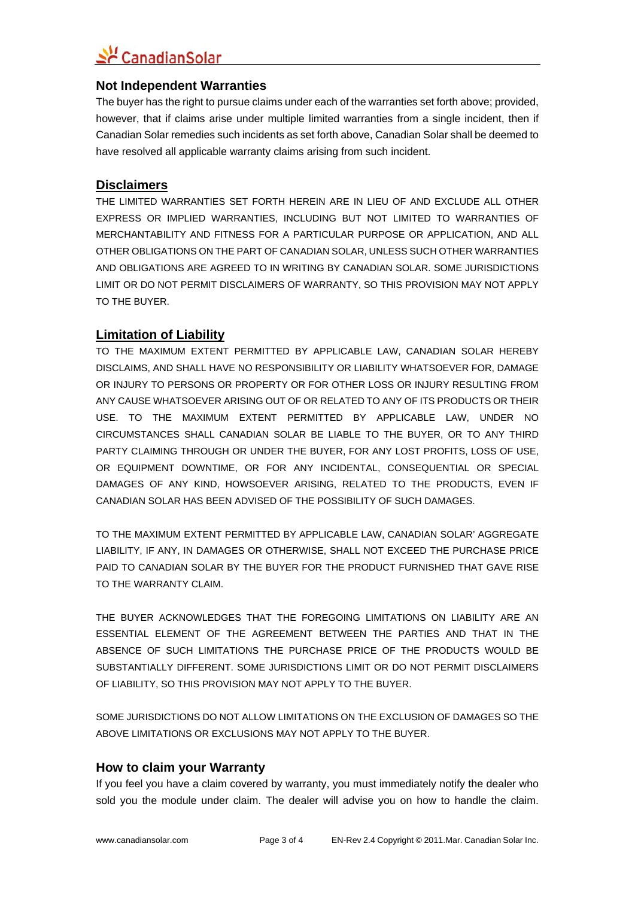### Not Independent Warranties

The buyer has the right to pursue claims under each of the warranties set forth above; provided, however, that if claims arise under multiple limited warranties from a single incident, then if Canadian Solar remedies such incidents as set forth above, Canadian Solar shall be deemed to have resolved all applicable warranty claims arising from such incident.

### Disclaimers

THE LIMITED WARRANTIES SET FORTH HEREIN ARE IN LIEU OF AND EXCLUDE ALL OTHER EXPRESS OR IMPLIED WARRANTIES, INCLUDING BUT NOT LIMITED TO WARRANTIES OF MERCHANTABILITY AND FITNESS FOR A PARTICULAR PURPOSE OR APPLICATION, AND ALL OTHER OBLIGATIONS ON THE PART OF CANADIAN SOLAR, UNLESS SUCH OTHER WARRANTIES AND OBLIGATIONS ARE AGREED TO IN WRITING BY CANADIAN SOLAR. SOME JURISDICTIONS LIMIT OR DO NOT PERMIT DISCLAIMERS OF WARRANTY, SO THIS PROVISION MAY NOT APPLY TO THE BUYER.

### Limitation of Liability

TO THE MAXIMUM EXTENT PERMITTED BY APPLICABLE LAW, CANADIAN SOLAR HEREBY DISCLAIMS, AND SHALL HAVE NO RESPONSIBILITY OR LIABILITY WHATSOEVER FOR, DAMAGE OR INJURY TO PERSONS OR PROPERTY OR FOR OTHER LOSS OR INJURY RESULTING FROM ANY CAUSE WHATSOEVER ARISING OUT OF OR RELATED TO ANY OF ITS PRODUCTS OR THEIR USE. TO THE MAXIMUM EXTENT PERMITTED BY APPLICABLE LAW, UNDER NO CIRCUMSTANCES SHALL CANADIAN SOLAR BE LIABLE TO THE BUYER, OR TO ANY THIRD PARTY CLAIMING THROUGH OR UNDER THE BUYER, FOR ANY LOST PROFITS, LOSS OF USE, OR EQUIPMENT DOWNTIME, OR FOR ANY INCIDENTAL, CONSEQUENTIAL OR SPECIAL DAMAGES OF ANY KIND, HOWSOEVER ARISING, RELATED TO THE PRODUCTS, EVEN IF CANADIAN SOLAR HAS BEEN ADVISED OF THE POSSIBILITY OF SUCH DAMAGES.

TO THE MAXIMUM EXTENT PERMITTED BY APPLICABLE LAW, CANADIAN SOLAR' AGGREGATE LIABILITY, IF ANY, IN DAMAGES OR OTHERWISE, SHALL NOT EXCEED THE PURCHASE PRICE PAID TO CANADIAN SOLAR BY THE BUYER FOR THE PRODUCT FURNISHED THAT GAVE RISE TO THE WARRANTY CLAIM.

THE BUYER ACKNOWLEDGES THAT THE FOREGOING LIMITATIONS ON LIABILITY ARE AN ESSENTIAL ELEMENT OF THE AGREEMENT BETWEEN THE PARTIES AND THAT IN THE ABSENCE OF SUCH LIMITATIONS THE PURCHASE PRICE OF THE PRODUCTS WOULD BE SUBSTANTIALLY DIFFERENT. SOME JURISDICTIONS LIMIT OR DO NOT PERMIT DISCLAIMERS OF LIABILITY, SO THIS PROVISION MAY NOT APPLY TO THE BUYER.

SOME JURISDICTIONS DO NOT ALLOW LIMITATIONS ON THE EXCLUSION OF DAMAGES SO THE ABOVE LIMITATIONS OR EXCLUSIONS MAY NOT APPLY TO THE BUYER.

### How to claim your Warranty

If you feel you have a claim covered by warranty, you must immediately notify the dealer who sold you the module under claim. The dealer will advise you on how to handle the claim.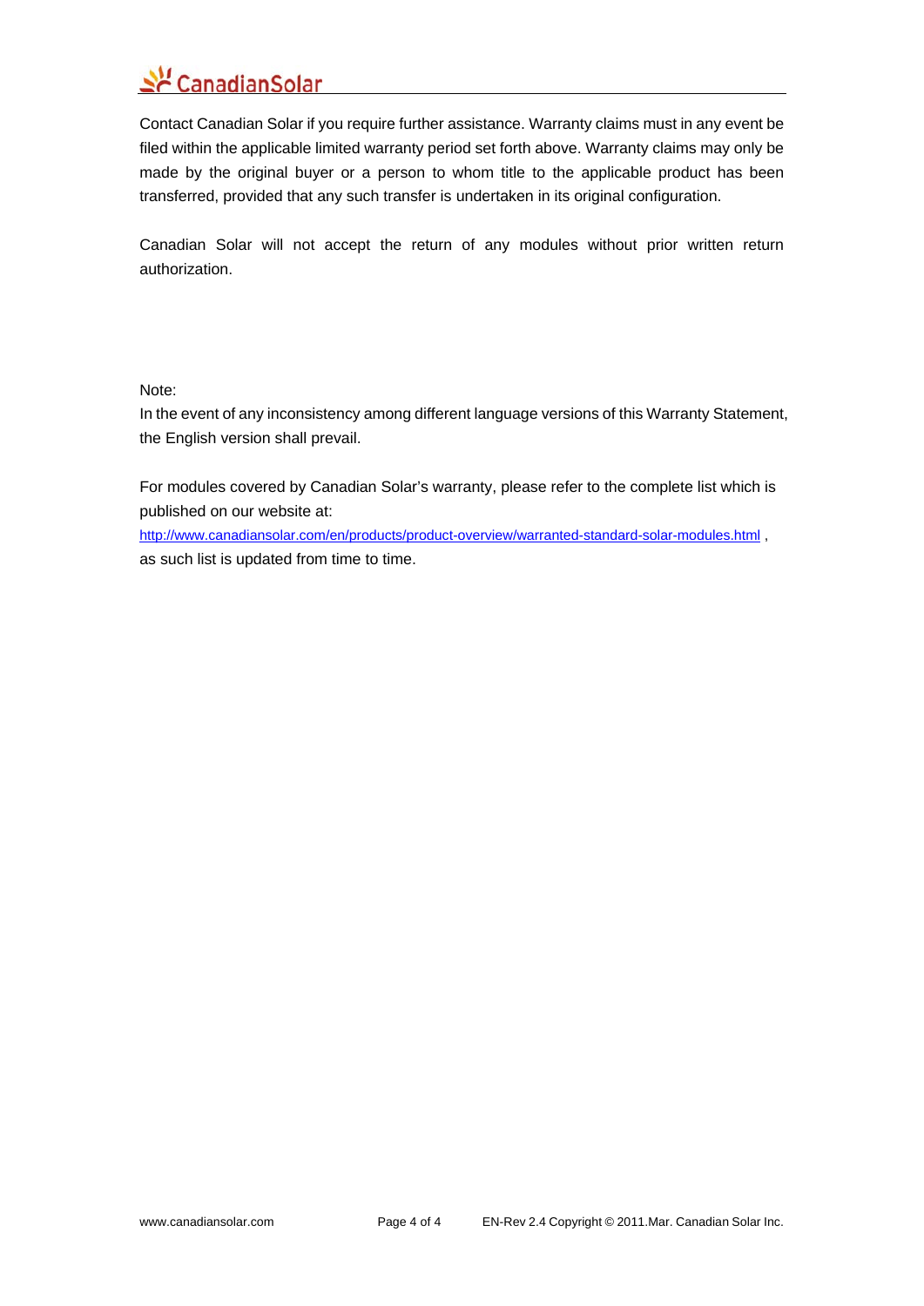Contact Canadian Solar if you require further assistance. Warranty claims must in any event be filed within the applicable limited warranty period set forth above. Warranty claims may only be made by the original buyer or a person to whom title to the applicable product has been transferred, provided that any such transfer is undertaken in its original configuration.

Canadian Solar will not accept the return of any modules without prior written return authorization.

Note:

In the event of any inconsistency among different language versions of this Warranty Statement, the English version shall prevail.

For modules covered by Canadian Solar's warranty, please refer to the complete list which is published on our website at:

http://www.canadiansolar.com/en/products/product-overview/warranted-standard-solar-modules.html , as such list is updated from time to time.